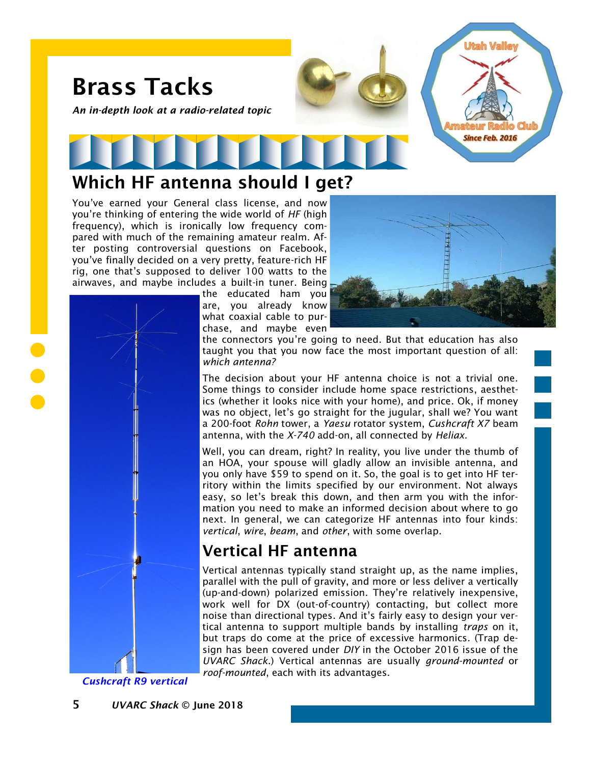# Brass Tacks

*An in-depth look at a radio-related topic*

## Which HF antenna should I get?

You've earned your General class license, and now you're thinking of entering the wide world of *HF* (high frequency), which is ironically low frequency compared with much of the remaining amateur realm. After posting controversial questions on Facebook, you've finally decided on a very pretty, feature-rich HF rig, one that's supposed to deliver 100 watts to the airwaves, and maybe includes a built-in tuner. Being the educated ham you are, you already know what coaxial cable to purchase, and maybe even the connectors you're going to need. But that education has also taught you that you now face the most important question of all: *which antenna?*

The decision about your HF antenna choice is not a trivial one. Some things to consider include home space restrictions, aesthetics (whether it looks nice with your home), and price. Ok, if money was no object, let's go straight for the jugular, shall we? You want a 200-foot *Rohn* tower, a *Yaesu* rotator system, *Cushcraft X7* beam antenna, with the *X-740* add-on, all connected by *Heliax*.

Well, you can dream, right? In reality, you live under the thumb of an HOA, your spouse will gladly allow an invisible antenna, and you only have $59 to spend on it. So, the goal is to get into HF territory within the limits specified by our environment. Not always easy, so let's break this down, and then arm you with the information you need to make an informed decision about where to go next. In general, we can categorize HF antennas into four kinds: *vertical*, *wire*, *beam*, and *other*, with some overlap.

*Cushcraft R9 vertical*

## Vertical HF antenna

Vertical antennas typically stand straight up, as the name implies, parallel with the pull of gravity, and more or less deliver a vertically (up-and-down) polarized emission. They're relatively inexpensive, work well for DX (out-of-country) contacting, but collect more noise than directional types. And it's fairly easy to design your vertical antenna to support multiple bands by installing *traps* on it, but traps do come at the price of excessive harmonics. (Trap design has been covered under *DIY* in the October 2016 issue of the *UVARC Shack*.) Vertical antennas are usually *ground-mounted* or *roof-mounted*, each with its advantages.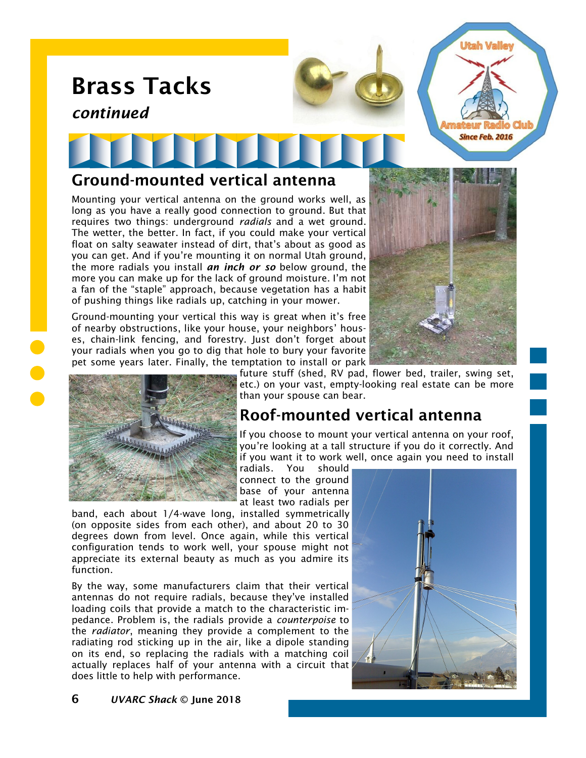# Brass Tacks

*continued*

## Ground-mounted vertical antenna

Mounting your vertical antenna on the ground works well, as long as you have a really good connection to ground. But that requires two things: underground *radials* and a wet ground. The wetter, the better. In fact, if you could make your vertical float on salty seawater instead of dirt, that's about as good as you can get. And if you're mounting it on normal Utah ground, the more radials you install ***an inch or so*** below ground, the more you can make up for the lack of ground moisture. I'm not a fan of the "staple" approach, because vegetation has a habit of pushing things like radials up, catching in your mower.

Ground-mounting your vertical this way is great when it's free of nearby obstructions, like your house, your neighbors' houses, chain-link fencing, and forestry. Just don't forget about your radials when you go to dig that hole to bury your favorite pet some years later. Finally, the temptation to install or park future stuff (shed, RV pad, flower bed, trailer, swing set, etc.) on your vast, empty-looking real estate can be more than your spouse can bear.

## Roof-mounted vertical antenna

If you choose to mount your vertical antenna on your roof, you're looking at a tall structure if you do it correctly. And if you want it to work well, once again you need to install radials. You should connect to the ground base of your antenna at least two radials per band, each about 1/4-wave long, installed symmetrically (on opposite sides from each other), and about 20 to 30 degrees down from level. Once again, while this vertical configuration tends to work well, your spouse might not appreciate its external beauty as much as you admire its function.

By the way, some manufacturers claim that their vertical antennas do not require radials, because they've installed loading coils that provide a match to the characteristic impedance. Problem is, the radials provide a *counterpoise* to the *radiator*, meaning they provide a complement to the radiating rod sticking up in the air, like a dipole standing on its end, so replacing the radials with a matching coil actually replaces half of your antenna with a circuit that does little to help with performance.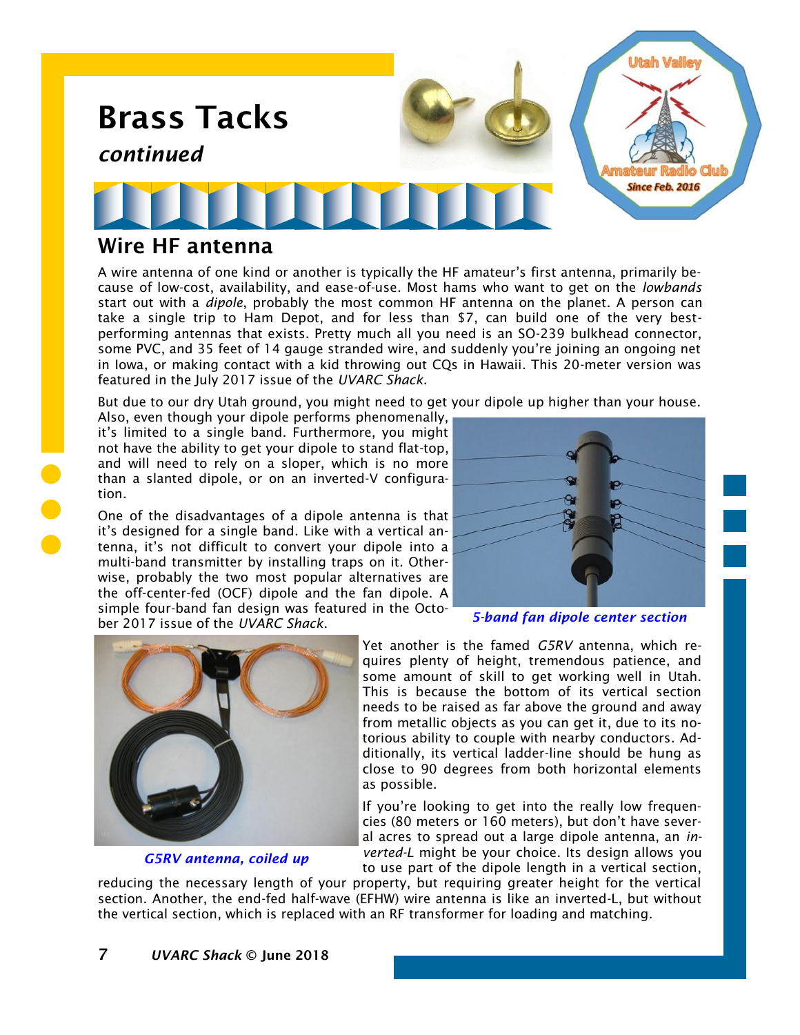# Brass Tacks

*continued*

## Wire HF antenna

A wire antenna of one kind or another is typically the HF amateur's first antenna, primarily because of low-cost, availability, and ease-of-use. Most hams who want to get on the *lowbands* start out with a *dipole*, probably the most common HF antenna on the planet. A person can take a single trip to Ham Depot, and for less than $7, can build one of the very best-performing antennas that exists. Pretty much all you need is an SO-239 bulkhead connector, some PVC, and 35 feet of 14 gauge stranded wire, and suddenly you're joining an ongoing net in Iowa, or making contact with a kid throwing out CQs in Hawaii. This 20-meter version was featured in the July 2017 issue of the *UVARC Shack*.

But due to our dry Utah ground, you might need to get your dipole up higher than your house. Also, even though your dipole performs phenomenally, it's limited to a single band. Furthermore, you might not have the ability to get your dipole to stand flat-top, and will need to rely on a sloper, which is no more than a slanted dipole, or on an inverted-V configuration.

One of the disadvantages of a dipole antenna is that it's designed for a single band. Like with a vertical antenna, it's not difficult to convert your dipole into a multi-band transmitter by installing traps on it. Otherwise, probably the two most popular alternatives are the off-center-fed (OCF) dipole and the fan dipole. A simple four-band fan design was featured in the October 2017 issue of the *UVARC Shack*.

*5-band fan dipole center section*

Yet another is the famed *G5RV* antenna, which requires plenty of height, tremendous patience, and some amount of skill to get working well in Utah. This is because the bottom of its vertical section needs to be raised as far above the ground and away from metallic objects as you can get it, due to its notorious ability to couple with nearby conductors. Additionally, its vertical ladder-line should be hung as close to 90 degrees from both horizontal elements as possible.

*G5RV antenna, coiled up*

If you're looking to get into the really low frequencies (80 meters or 160 meters), but don't have several acres to spread out a large dipole antenna, an *inverted-L* might be your choice. Its design allows you to use part of the dipole length in a vertical section, reducing the necessary length of your property, but requiring greater height for the vertical section. Another, the end-fed half-wave (EFHW) wire antenna is like an inverted-L, but without the vertical section, which is replaced with an RF transformer for loading and matching.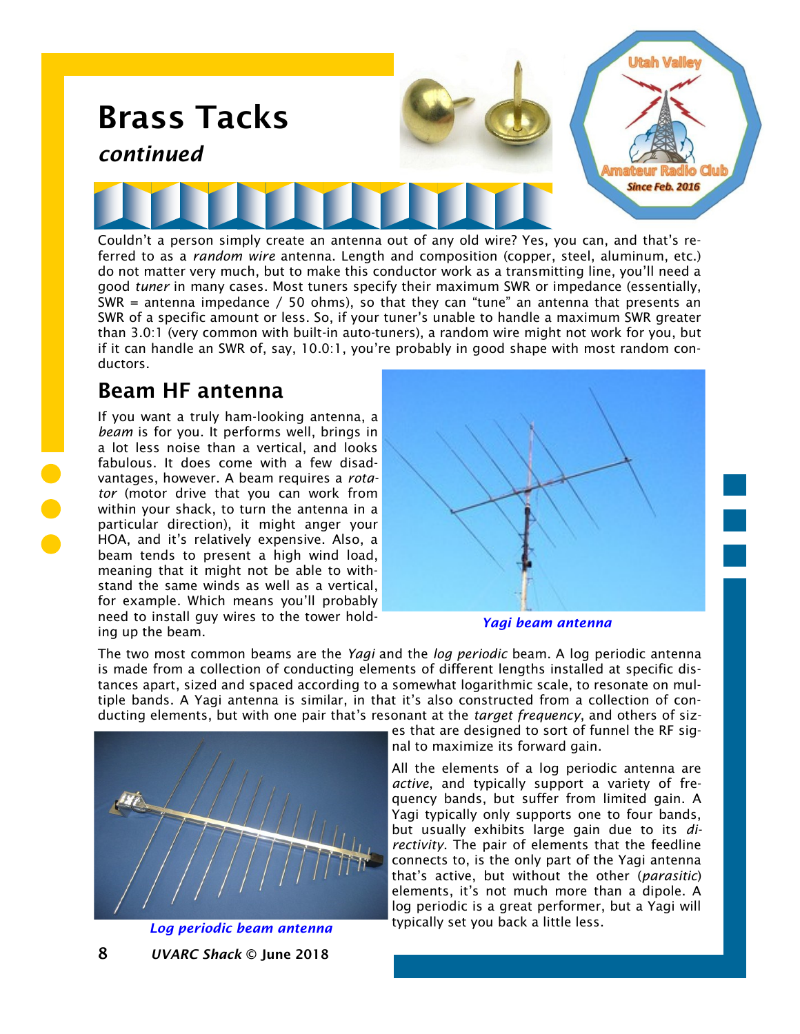# Brass Tacks

## *continued*

Couldn't a person simply create an antenna out of any old wire? Yes, you can, and that's referred to as a *random wire* antenna. Length and composition (copper, steel, aluminum, etc.) do not matter very much, but to make this conductor work as a transmitting line, you'll need a good *tuner* in many cases. Most tuners specify their maximum SWR or impedance (essentially, SWR = antenna impedance / 50 ohms), so that they can "tune" an antenna that presents an SWR of a specific amount or less. So, if your tuner's unable to handle a maximum SWR greater than 3.0:1 (very common with built-in auto-tuners), a random wire might not work for you, but if it can handle an SWR of, say, 10.0:1, you're probably in good shape with most random conductors.

## Beam HF antenna

If you want a truly ham-looking antenna, a *beam* is for you. It performs well, brings in a lot less noise than a vertical, and looks fabulous. It does come with a few disadvantages, however. A beam requires a *rotator* (motor drive that you can work from within your shack, to turn the antenna in a particular direction), it might anger your HOA, and it's relatively expensive. Also, a beam tends to present a high wind load, meaning that it might not be able to withstand the same winds as well as a vertical, for example. Which means you'll probably need to install guy wires to the tower holding up the beam.

*Yagi beam antenna*

The two most common beams are the *Yagi* and the *log periodic* beam. A log periodic antenna is made from a collection of conducting elements of different lengths installed at specific distances apart, sized and spaced according to a somewhat logarithmic scale, to resonate on multiple bands. A Yagi antenna is similar, in that it's also constructed from a collection of conducting elements, but with one pair that's resonant at the *target frequency*, and others of sizes that are designed to sort of funnel the RF signal to maximize its forward gain.

*Log periodic beam antenna*

All the elements of a log periodic antenna are *active*, and typically support a variety of frequency bands, but suffer from limited gain. A Yagi typically only supports one to four bands, but usually exhibits large gain due to its *directivity*. The pair of elements that the feedline connects to, is the only part of the Yagi antenna that's active, but without the other (*parasitic*) elements, it's not much more than a dipole. A log periodic is a great performer, but a Yagi will typically set you back a little less.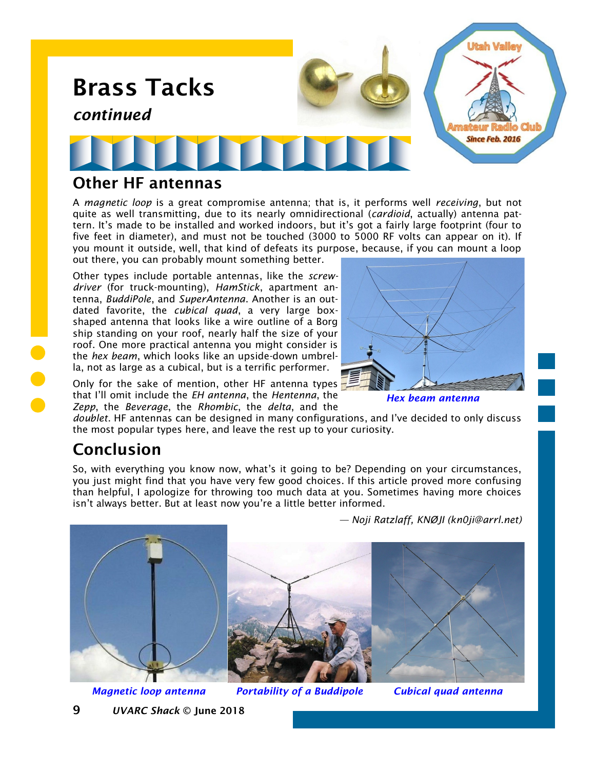# Brass Tacks

***continued***

## Other HF antennas

A *magnetic loop* is a great compromise antenna; that is, it performs well *receiving*, but not quite as well transmitting, due to its nearly omnidirectional (*cardioid*, actually) antenna pattern. It's made to be installed and worked indoors, but it's got a fairly large footprint (four to five feet in diameter), and must not be touched (3000 to 5000 RF volts can appear on it). If you mount it outside, well, that kind of defeats its purpose, because, if you can mount a loop out there, you can probably mount something better.

Other types include portable antennas, like the *screwdriver* (for truck-mounting), *HamStick*, apartment antenna, *BuddiPole*, and *SuperAntenna*. Another is an outdated favorite, the *cubical quad*, a very large box-shaped antenna that looks like a wire outline of a Borg ship standing on your roof, nearly half the size of your roof. One more practical antenna you might consider is the *hex beam*, which looks like an upside-down umbrella, not as large as a cubical, but is a terrific performer.

*Hex beam antenna*

Only for the sake of mention, other HF antenna types that I'll omit include the *EH antenna*, the *Hentenna*, the *Zepp*, the *Beverage*, the *Rhombic*, the *delta*, and the *doublet*. HF antennas can be designed in many configurations, and I've decided to only discuss the most popular types here, and leave the rest up to your curiosity.

## Conclusion

So, with everything you know now, what's it going to be? Depending on your circumstances, you just might find that you have very few good choices. If this article proved more confusing than helpful, I apologize for throwing too much data at you. Sometimes having more choices isn't always better. But at least now you're a little better informed.

*— Noji Ratzlaff, KNØJI (kn0ji@arrl.net)*

*Magnetic loop antenna*

*Portability of a Buddipole*

*Cubical quad antenna*